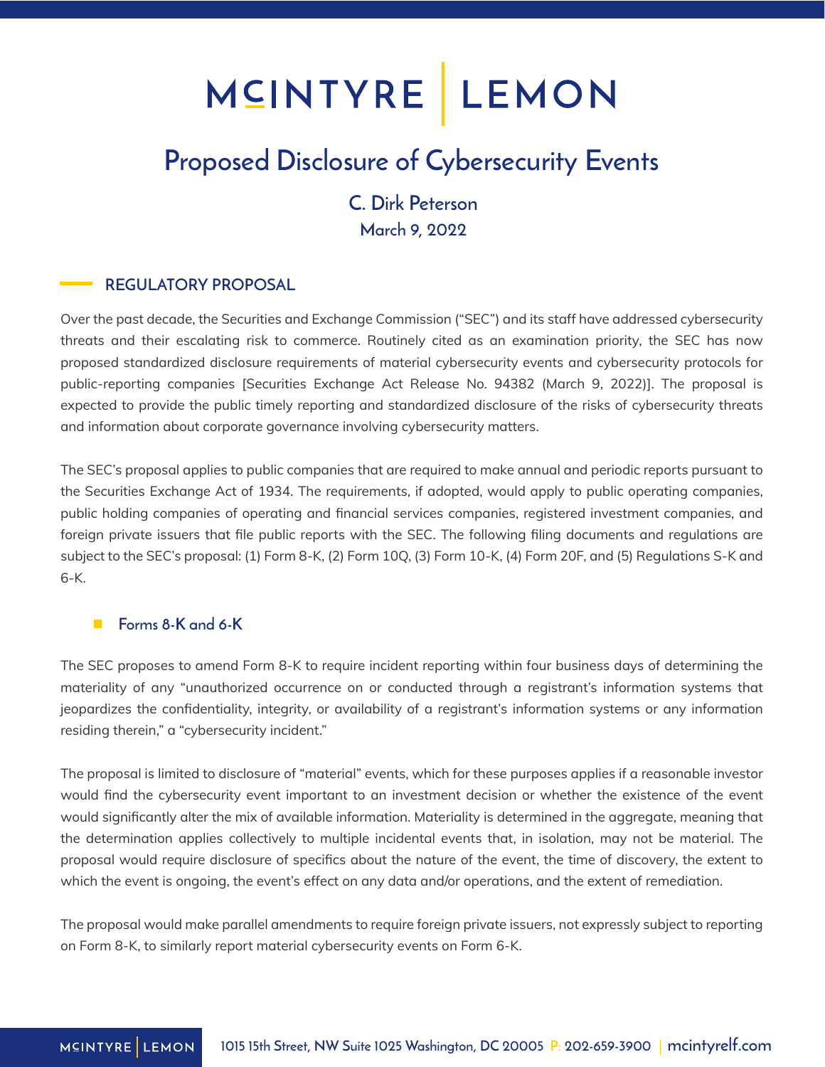# MCINTYRE | LEMON

# Proposed Disclosure of Cybersecurity Events

**C. Dirk Peterson**
**March 9, 2022**

## REGULATORY PROPOSAL

Over the past decade, the Securities and Exchange Commission ("SEC") and its staff have addressed cybersecurity threats and their escalating risk to commerce. Routinely cited as an examination priority, the SEC has now proposed standardized disclosure requirements of material cybersecurity events and cybersecurity protocols for public-reporting companies [Securities Exchange Act Release No. 94382 (March 9, 2022)]. The proposal is expected to provide the public timely reporting and standardized disclosure of the risks of cybersecurity threats and information about corporate governance involving cybersecurity matters.

The SEC's proposal applies to public companies that are required to make annual and periodic reports pursuant to the Securities Exchange Act of 1934. The requirements, if adopted, would apply to public operating companies, public holding companies of operating and financial services companies, registered investment companies, and foreign private issuers that file public reports with the SEC. The following filing documents and regulations are subject to the SEC's proposal: (1) Form 8-K, (2) Form 10Q, (3) Form 10-K, (4) Form 20F, and (5) Regulations S-K and 6-K.

### Forms 8-K and 6-K

The SEC proposes to amend Form 8-K to require incident reporting within four business days of determining the materiality of any "unauthorized occurrence on or conducted through a registrant's information systems that jeopardizes the confidentiality, integrity, or availability of a registrant's information systems or any information residing therein," a "cybersecurity incident."

The proposal is limited to disclosure of "material" events, which for these purposes applies if a reasonable investor would find the cybersecurity event important to an investment decision or whether the existence of the event would significantly alter the mix of available information. Materiality is determined in the aggregate, meaning that the determination applies collectively to multiple incidental events that, in isolation, may not be material. The proposal would require disclosure of specifics about the nature of the event, the time of discovery, the extent to which the event is ongoing, the event's effect on any data and/or operations, and the extent of remediation.

The proposal would make parallel amendments to require foreign private issuers, not expressly subject to reporting on Form 8-K, to similarly report material cybersecurity events on Form 6-K.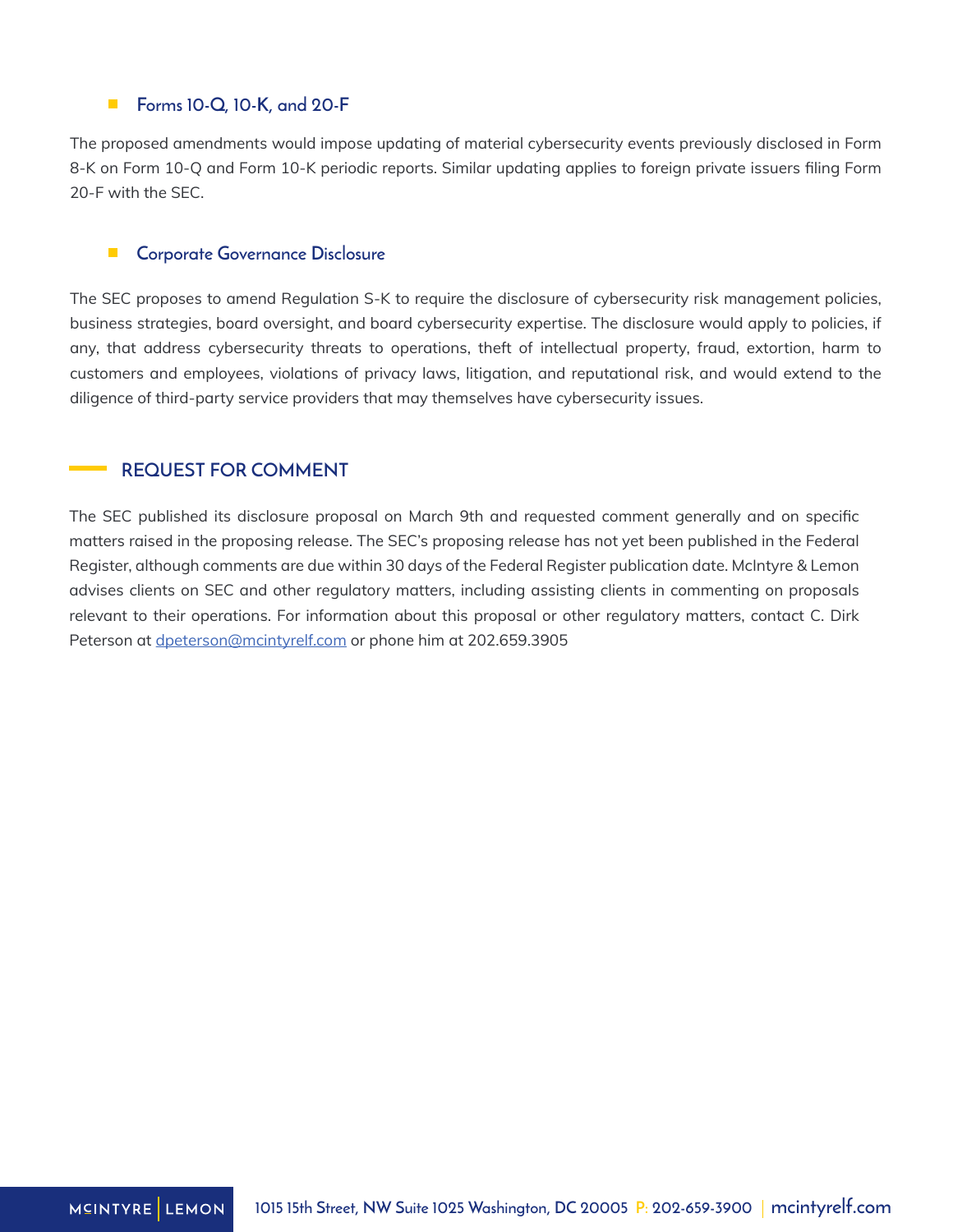### Forms 10-Q, 10-K, and 20-F

The proposed amendments would impose updating of material cybersecurity events previously disclosed in Form 8-K on Form 10-Q and Form 10-K periodic reports. Similar updating applies to foreign private issuers filing Form 20-F with the SEC.

### Corporate Governance Disclosure

The SEC proposes to amend Regulation S-K to require the disclosure of cybersecurity risk management policies, business strategies, board oversight, and board cybersecurity expertise. The disclosure would apply to policies, if any, that address cybersecurity threats to operations, theft of intellectual property, fraud, extortion, harm to customers and employees, violations of privacy laws, litigation, and reputational risk, and would extend to the diligence of third-party service providers that may themselves have cybersecurity issues.

## REQUEST FOR COMMENT

The SEC published its disclosure proposal on March 9th and requested comment generally and on specific matters raised in the proposing release. The SEC's proposing release has not yet been published in the Federal Register, although comments are due within 30 days of the Federal Register publication date. McIntyre & Lemon advises clients on SEC and other regulatory matters, including assisting clients in commenting on proposals relevant to their operations. For information about this proposal or other regulatory matters, contact C. Dirk Peterson at dpeterson@mcintyrelf.com or phone him at 202.659.3905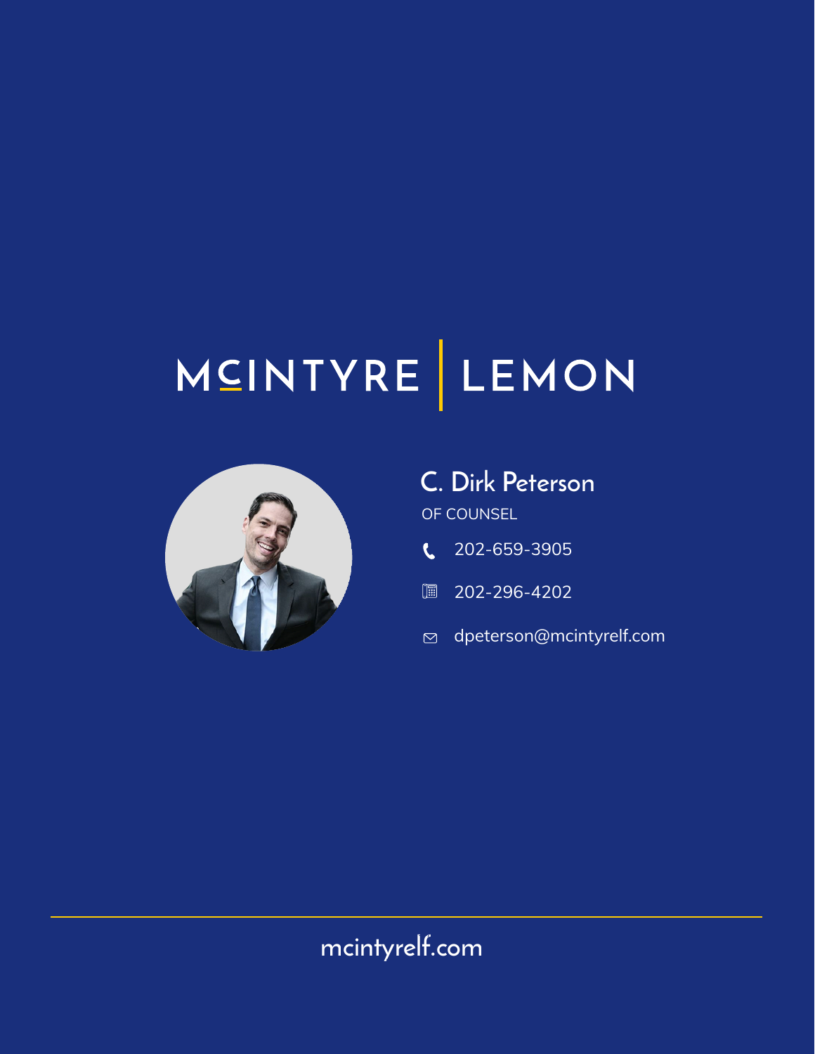# MCINTYRE | LEMON

## C. Dirk Peterson

OF COUNSEL

202-659-3905

202-296-4202

dpeterson@mcintyrelf.com

mcintyrelf.com